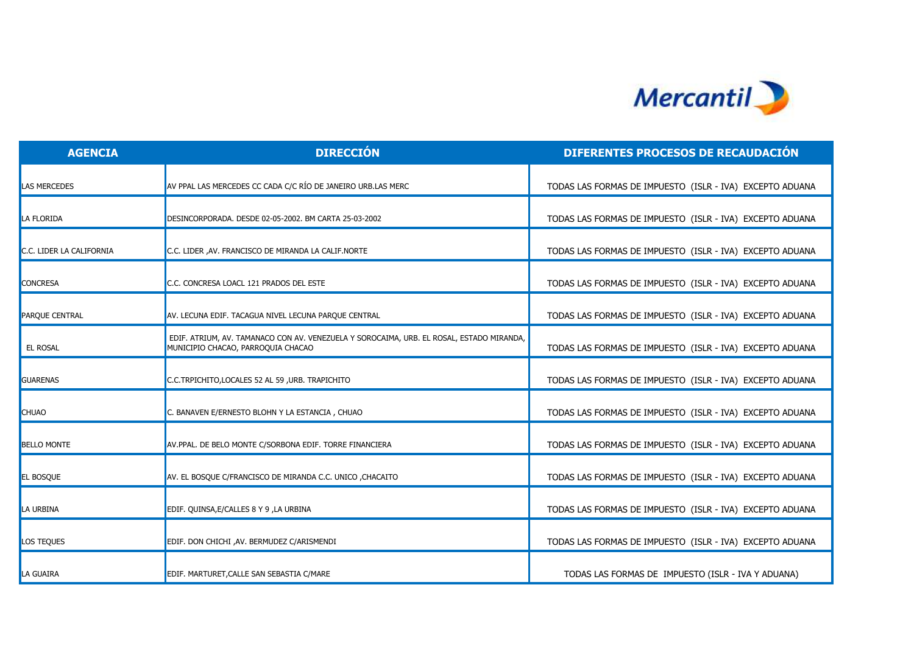Mercantil

| AGENCIA | DIRECCIÓN | DIFERENTES PROCESOS DE RECAUDACIÓN |
| --- | --- | --- |
| LAS MERCEDES | AV PPAL LAS MERCEDES CC CADA C/C RÍO DE JANEIRO URB.LAS MERC | TODAS LAS FORMAS DE IMPUESTO (ISLR - IVA) EXCEPTO ADUANA |
| LA FLORIDA | DESINCORPORADA. DESDE 02-05-2002. BM CARTA 25-03-2002 | TODAS LAS FORMAS DE IMPUESTO (ISLR - IVA) EXCEPTO ADUANA |
| C.C. LIDER LA CALIFORNIA | C.C. LIDER ,AV. FRANCISCO DE MIRANDA LA CALIF.NORTE | TODAS LAS FORMAS DE IMPUESTO (ISLR - IVA) EXCEPTO ADUANA |
| CONCRESA | C.C. CONCRESA LOACL 121 PRADOS DEL ESTE | TODAS LAS FORMAS DE IMPUESTO (ISLR - IVA) EXCEPTO ADUANA |
| PARQUE CENTRAL | AV. LECUNA EDIF. TACAGUA NIVEL LECUNA PARQUE CENTRAL | TODAS LAS FORMAS DE IMPUESTO (ISLR - IVA) EXCEPTO ADUANA |
| EL ROSAL | EDIF. ATRIUM, AV. TAMANACO CON AV. VENEZUELA Y SOROCAIMA, URB. EL ROSAL, ESTADO MIRANDA, MUNICIPIO CHACAO, PARROQUIA CHACAO | TODAS LAS FORMAS DE IMPUESTO (ISLR - IVA) EXCEPTO ADUANA |
| GUARENAS | C.C.TRPICHITO,LOCALES 52 AL 59 ,URB. TRAPICHITO | TODAS LAS FORMAS DE IMPUESTO (ISLR - IVA) EXCEPTO ADUANA |
| CHUAO | C. BANAVEN E/ERNESTO BLOHN Y LA ESTANCIA , CHUAO | TODAS LAS FORMAS DE IMPUESTO (ISLR - IVA) EXCEPTO ADUANA |
| BELLO MONTE | AV.PPAL. DE BELO MONTE C/SORBONA EDIF. TORRE FINANCIERA | TODAS LAS FORMAS DE IMPUESTO (ISLR - IVA) EXCEPTO ADUANA |
| EL BOSQUE | AV. EL BOSQUE C/FRANCISCO DE MIRANDA C.C. UNICO ,CHACAITO | TODAS LAS FORMAS DE IMPUESTO (ISLR - IVA) EXCEPTO ADUANA |
| LA URBINA | EDIF. QUINSA,E/CALLES 8 Y 9 ,LA URBINA | TODAS LAS FORMAS DE IMPUESTO (ISLR - IVA) EXCEPTO ADUANA |
| LOS TEQUES | EDIF. DON CHICHI ,AV. BERMUDEZ C/ARISMENDI | TODAS LAS FORMAS DE IMPUESTO (ISLR - IVA) EXCEPTO ADUANA |
| LA GUAIRA | EDIF. MARTURET,CALLE SAN SEBASTIA C/MARE | TODAS LAS FORMAS DE IMPUESTO (ISLR - IVA Y ADUANA) |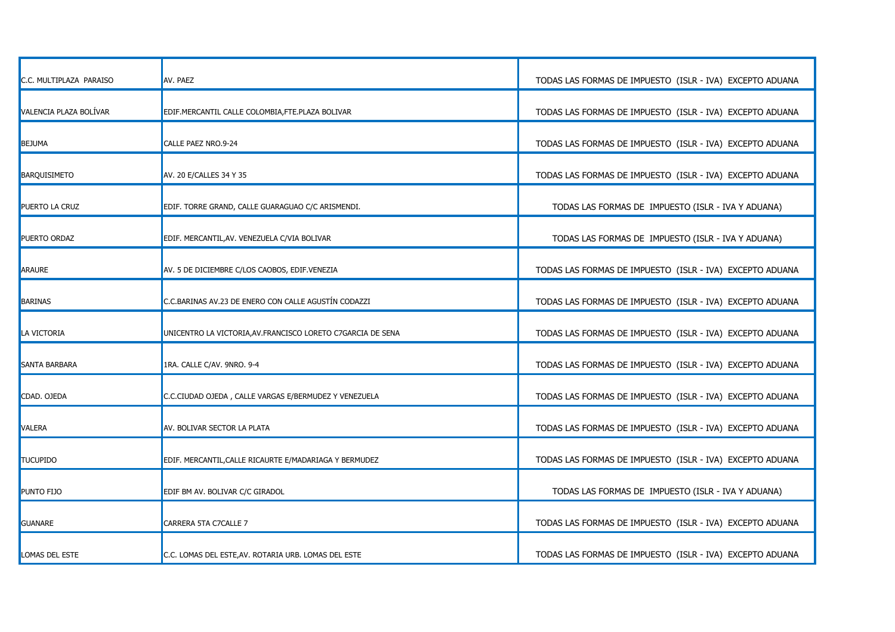| | | |
|---|---|---|
| C.C. MULTIPLAZA PARAISO | AV. PAEZ | TODAS LAS FORMAS DE IMPUESTO (ISLR - IVA) EXCEPTO ADUANA |
| VALENCIA PLAZA BOLÍVAR | EDIF.MERCANTIL CALLE COLOMBIA,FTE.PLAZA BOLIVAR | TODAS LAS FORMAS DE IMPUESTO (ISLR - IVA) EXCEPTO ADUANA |
| BEJUMA | CALLE PAEZ NRO.9-24 | TODAS LAS FORMAS DE IMPUESTO (ISLR - IVA) EXCEPTO ADUANA |
| BARQUISIMETO | AV. 20 E/CALLES 34 Y 35 | TODAS LAS FORMAS DE IMPUESTO (ISLR - IVA) EXCEPTO ADUANA |
| PUERTO LA CRUZ | EDIF. TORRE GRAND, CALLE GUARAGUAO C/C ARISMENDI. | TODAS LAS FORMAS DE IMPUESTO (ISLR - IVA Y ADUANA) |
| PUERTO ORDAZ | EDIF. MERCANTIL,AV. VENEZUELA C/VIA BOLIVAR | TODAS LAS FORMAS DE IMPUESTO (ISLR - IVA Y ADUANA) |
| ARAURE | AV. 5 DE DICIEMBRE C/LOS CAOBOS, EDIF.VENEZIA | TODAS LAS FORMAS DE IMPUESTO (ISLR - IVA) EXCEPTO ADUANA |
| BARINAS | C.C.BARINAS AV.23 DE ENERO CON CALLE AGUSTÍN CODAZZI | TODAS LAS FORMAS DE IMPUESTO (ISLR - IVA) EXCEPTO ADUANA |
| LA VICTORIA | UNICENTRO LA VICTORIA,AV.FRANCISCO LORETO C7GARCIA DE SENA | TODAS LAS FORMAS DE IMPUESTO (ISLR - IVA) EXCEPTO ADUANA |
| SANTA BARBARA | 1RA. CALLE C/AV. 9NRO. 9-4 | TODAS LAS FORMAS DE IMPUESTO (ISLR - IVA) EXCEPTO ADUANA |
| CDAD. OJEDA | C.C.CIUDAD OJEDA , CALLE VARGAS E/BERMUDEZ Y VENEZUELA | TODAS LAS FORMAS DE IMPUESTO (ISLR - IVA) EXCEPTO ADUANA |
| VALERA | AV. BOLIVAR SECTOR LA PLATA | TODAS LAS FORMAS DE IMPUESTO (ISLR - IVA) EXCEPTO ADUANA |
| TUCUPIDO | EDIF. MERCANTIL,CALLE RICAURTE E/MADARIAGA Y BERMUDEZ | TODAS LAS FORMAS DE IMPUESTO (ISLR - IVA) EXCEPTO ADUANA |
| PUNTO FIJO | EDIF BM AV. BOLIVAR C/C GIRADOL | TODAS LAS FORMAS DE IMPUESTO (ISLR - IVA Y ADUANA) |
| GUANARE | CARRERA 5TA C7CALLE 7 | TODAS LAS FORMAS DE IMPUESTO (ISLR - IVA) EXCEPTO ADUANA |
| LOMAS DEL ESTE | C.C. LOMAS DEL ESTE,AV. ROTARIA URB. LOMAS DEL ESTE | TODAS LAS FORMAS DE IMPUESTO (ISLR - IVA) EXCEPTO ADUANA |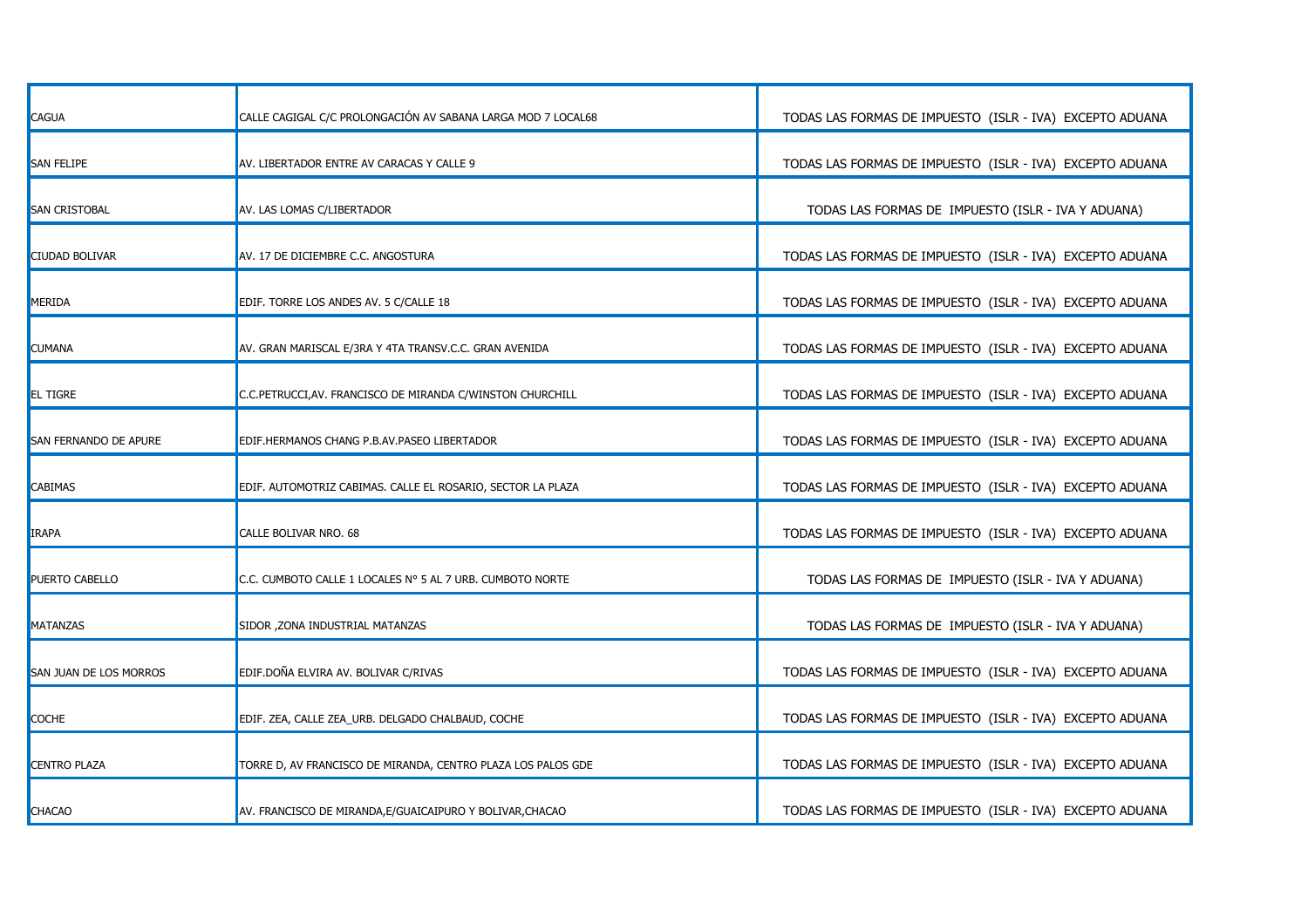| | | |
|---|---|---|
| CAGUA | CALLE CAGIGAL C/C PROLONGACIÓN AV SABANA LARGA MOD 7 LOCAL68 | TODAS LAS FORMAS DE IMPUESTO (ISLR - IVA) EXCEPTO ADUANA |
| SAN FELIPE | AV. LIBERTADOR ENTRE AV CARACAS Y CALLE 9 | TODAS LAS FORMAS DE IMPUESTO (ISLR - IVA) EXCEPTO ADUANA |
| SAN CRISTOBAL | AV. LAS LOMAS C/LIBERTADOR | TODAS LAS FORMAS DE IMPUESTO (ISLR - IVA Y ADUANA) |
| CIUDAD BOLIVAR | AV. 17 DE DICIEMBRE C.C. ANGOSTURA | TODAS LAS FORMAS DE IMPUESTO (ISLR - IVA) EXCEPTO ADUANA |
| MERIDA | EDIF. TORRE LOS ANDES AV. 5 C/CALLE 18 | TODAS LAS FORMAS DE IMPUESTO (ISLR - IVA) EXCEPTO ADUANA |
| CUMANA | AV. GRAN MARISCAL E/3RA Y 4TA TRANSV.C.C. GRAN AVENIDA | TODAS LAS FORMAS DE IMPUESTO (ISLR - IVA) EXCEPTO ADUANA |
| EL TIGRE | C.C.PETRUCCI,AV. FRANCISCO DE MIRANDA C/WINSTON CHURCHILL | TODAS LAS FORMAS DE IMPUESTO (ISLR - IVA) EXCEPTO ADUANA |
| SAN FERNANDO DE APURE | EDIF.HERMANOS CHANG P.B.AV.PASEO LIBERTADOR | TODAS LAS FORMAS DE IMPUESTO (ISLR - IVA) EXCEPTO ADUANA |
| CABIMAS | EDIF. AUTOMOTRIZ CABIMAS. CALLE EL ROSARIO, SECTOR LA PLAZA | TODAS LAS FORMAS DE IMPUESTO (ISLR - IVA) EXCEPTO ADUANA |
| IRAPA | CALLE BOLIVAR NRO. 68 | TODAS LAS FORMAS DE IMPUESTO (ISLR - IVA) EXCEPTO ADUANA |
| PUERTO CABELLO | C.C. CUMBOTO CALLE 1 LOCALES N° 5 AL 7 URB. CUMBOTO NORTE | TODAS LAS FORMAS DE IMPUESTO (ISLR - IVA Y ADUANA) |
| MATANZAS | SIDOR ,ZONA INDUSTRIAL MATANZAS | TODAS LAS FORMAS DE IMPUESTO (ISLR - IVA Y ADUANA) |
| SAN JUAN DE LOS MORROS | EDIF.DOÑA ELVIRA AV. BOLIVAR C/RIVAS | TODAS LAS FORMAS DE IMPUESTO (ISLR - IVA) EXCEPTO ADUANA |
| COCHE | EDIF. ZEA, CALLE ZEA_URB. DELGADO CHALBAUD, COCHE | TODAS LAS FORMAS DE IMPUESTO (ISLR - IVA) EXCEPTO ADUANA |
| CENTRO PLAZA | TORRE D, AV FRANCISCO DE MIRANDA, CENTRO PLAZA LOS PALOS GDE | TODAS LAS FORMAS DE IMPUESTO (ISLR - IVA) EXCEPTO ADUANA |
| CHACAO | AV. FRANCISCO DE MIRANDA,E/GUAICAIPURO Y BOLIVAR,CHACAO | TODAS LAS FORMAS DE IMPUESTO (ISLR - IVA) EXCEPTO ADUANA |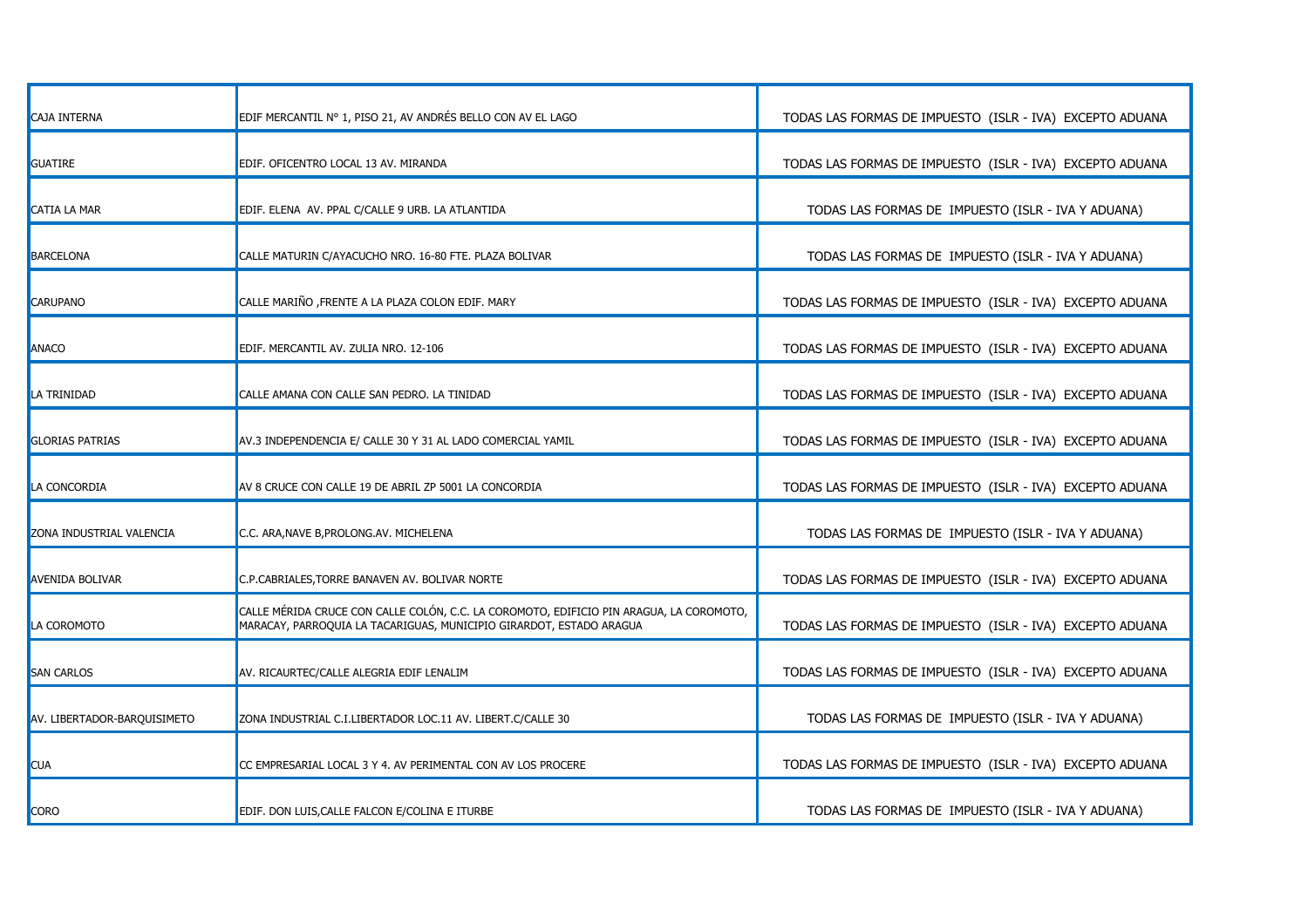| | | |
|---|---|---|
| CAJA INTERNA | EDIF MERCANTIL N° 1, PISO 21, AV ANDRÉS BELLO CON AV EL LAGO | TODAS LAS FORMAS DE IMPUESTO (ISLR - IVA) EXCEPTO ADUANA |
| GUATIRE | EDIF. OFICENTRO LOCAL 13 AV. MIRANDA | TODAS LAS FORMAS DE IMPUESTO (ISLR - IVA) EXCEPTO ADUANA |
| CATIA LA MAR | EDIF. ELENA AV. PPAL C/CALLE 9 URB. LA ATLANTIDA | TODAS LAS FORMAS DE IMPUESTO (ISLR - IVA Y ADUANA) |
| BARCELONA | CALLE MATURIN C/AYACUCHO NRO. 16-80 FTE. PLAZA BOLIVAR | TODAS LAS FORMAS DE IMPUESTO (ISLR - IVA Y ADUANA) |
| CARUPANO | CALLE MARIÑO ,FRENTE A LA PLAZA COLON EDIF. MARY | TODAS LAS FORMAS DE IMPUESTO (ISLR - IVA) EXCEPTO ADUANA |
| ANACO | EDIF. MERCANTIL AV. ZULIA NRO. 12-106 | TODAS LAS FORMAS DE IMPUESTO (ISLR - IVA) EXCEPTO ADUANA |
| LA TRINIDAD | CALLE AMANA CON CALLE SAN PEDRO. LA TINIDAD | TODAS LAS FORMAS DE IMPUESTO (ISLR - IVA) EXCEPTO ADUANA |
| GLORIAS PATRIAS | AV.3 INDEPENDENCIA E/ CALLE 30 Y 31 AL LADO COMERCIAL YAMIL | TODAS LAS FORMAS DE IMPUESTO (ISLR - IVA) EXCEPTO ADUANA |
| LA CONCORDIA | AV 8 CRUCE CON CALLE 19 DE ABRIL ZP 5001 LA CONCORDIA | TODAS LAS FORMAS DE IMPUESTO (ISLR - IVA) EXCEPTO ADUANA |
| ZONA INDUSTRIAL VALENCIA | C.C. ARA,NAVE B,PROLONG.AV. MICHELENA | TODAS LAS FORMAS DE IMPUESTO (ISLR - IVA Y ADUANA) |
| AVENIDA BOLIVAR | C.P.CABRIALES,TORRE BANAVEN AV. BOLIVAR NORTE | TODAS LAS FORMAS DE IMPUESTO (ISLR - IVA) EXCEPTO ADUANA |
| LA COROMOTO | CALLE MÉRIDA CRUCE CON CALLE COLÓN, C.C. LA COROMOTO, EDIFICIO PIN ARAGUA, LA COROMOTO, MARACAY, PARROQUIA LA TACARIGUAS, MUNICIPIO GIRARDOT, ESTADO ARAGUA | TODAS LAS FORMAS DE IMPUESTO (ISLR - IVA) EXCEPTO ADUANA |
| SAN CARLOS | AV. RICAURTEC/CALLE ALEGRIA EDIF LENALIM | TODAS LAS FORMAS DE IMPUESTO (ISLR - IVA) EXCEPTO ADUANA |
| AV. LIBERTADOR-BARQUISIMETO | ZONA INDUSTRIAL C.I.LIBERTADOR LOC.11 AV. LIBERT.C/CALLE 30 | TODAS LAS FORMAS DE IMPUESTO (ISLR - IVA Y ADUANA) |
| CUA | CC EMPRESARIAL LOCAL 3 Y 4. AV PERIMENTAL CON AV LOS PROCERE | TODAS LAS FORMAS DE IMPUESTO (ISLR - IVA) EXCEPTO ADUANA |
| CORO | EDIF. DON LUIS,CALLE FALCON E/COLINA E ITURBE | TODAS LAS FORMAS DE IMPUESTO (ISLR - IVA Y ADUANA) |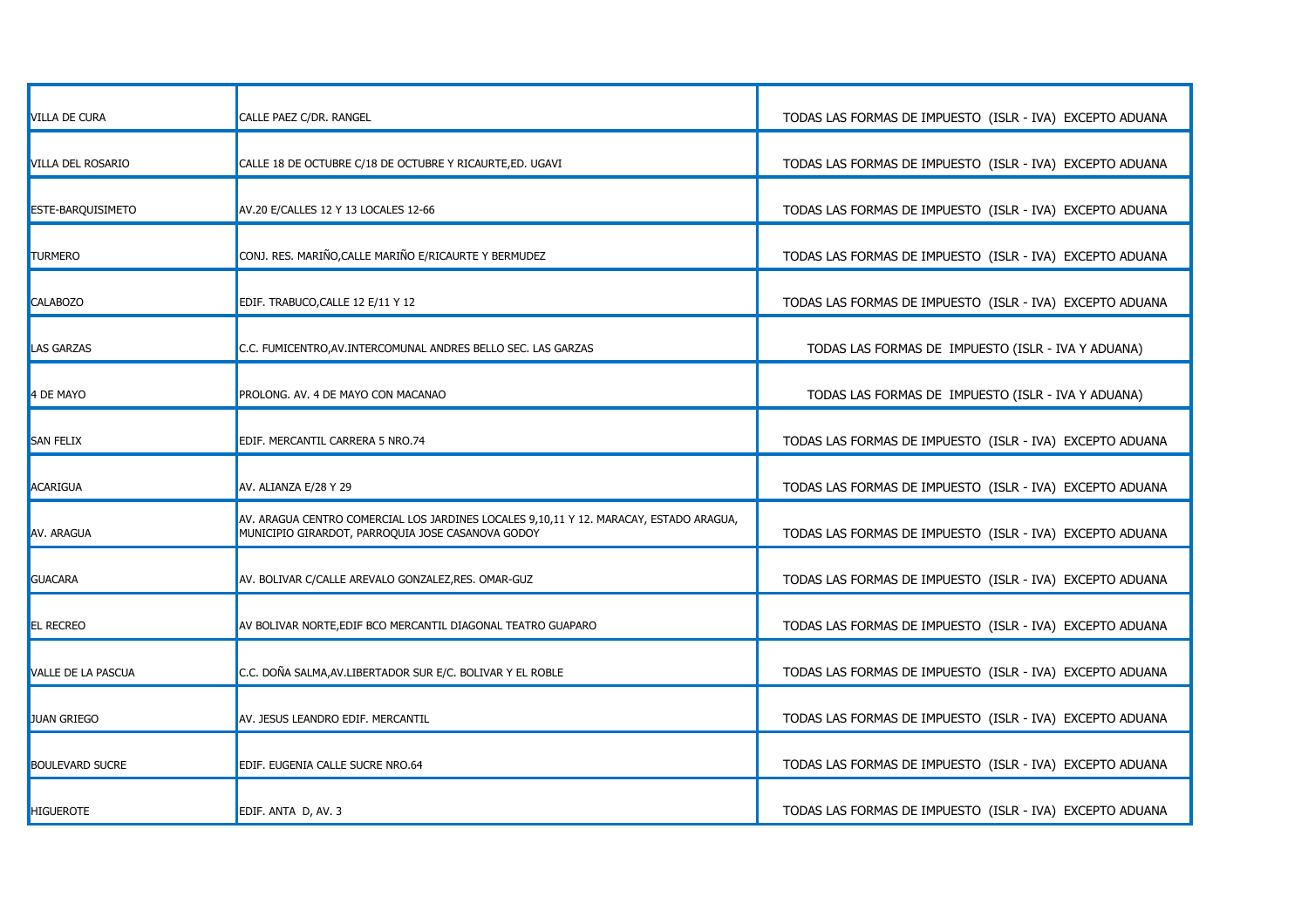| | | |
|---|---|---|
| VILLA DE CURA | CALLE PAEZ C/DR. RANGEL | TODAS LAS FORMAS DE IMPUESTO (ISLR - IVA) EXCEPTO ADUANA |
| VILLA DEL ROSARIO | CALLE 18 DE OCTUBRE C/18 DE OCTUBRE Y RICAURTE,ED. UGAVI | TODAS LAS FORMAS DE IMPUESTO (ISLR - IVA) EXCEPTO ADUANA |
| ESTE-BARQUISIMETO | AV.20 E/CALLES 12 Y 13 LOCALES 12-66 | TODAS LAS FORMAS DE IMPUESTO (ISLR - IVA) EXCEPTO ADUANA |
| TURMERO | CONJ. RES. MARIÑO,CALLE MARIÑO E/RICAURTE Y BERMUDEZ | TODAS LAS FORMAS DE IMPUESTO (ISLR - IVA) EXCEPTO ADUANA |
| CALABOZO | EDIF. TRABUCO,CALLE 12 E/11 Y 12 | TODAS LAS FORMAS DE IMPUESTO (ISLR - IVA) EXCEPTO ADUANA |
| LAS GARZAS | C.C. FUMICENTRO,AV.INTERCOMUNAL ANDRES BELLO SEC. LAS GARZAS | TODAS LAS FORMAS DE IMPUESTO (ISLR - IVA Y ADUANA) |
| 4 DE MAYO | PROLONG. AV. 4 DE MAYO CON MACANAO | TODAS LAS FORMAS DE IMPUESTO (ISLR - IVA Y ADUANA) |
| SAN FELIX | EDIF. MERCANTIL CARRERA 5 NRO.74 | TODAS LAS FORMAS DE IMPUESTO (ISLR - IVA) EXCEPTO ADUANA |
| ACARIGUA | AV. ALIANZA E/28 Y 29 | TODAS LAS FORMAS DE IMPUESTO (ISLR - IVA) EXCEPTO ADUANA |
| AV. ARAGUA | AV. ARAGUA CENTRO COMERCIAL LOS JARDINES LOCALES 9,10,11 Y 12. MARACAY, ESTADO ARAGUA, MUNICIPIO GIRARDOT, PARROQUIA JOSE CASANOVA GODOY | TODAS LAS FORMAS DE IMPUESTO (ISLR - IVA) EXCEPTO ADUANA |
| GUACARA | AV. BOLIVAR C/CALLE AREVALO GONZALEZ,RES. OMAR-GUZ | TODAS LAS FORMAS DE IMPUESTO (ISLR - IVA) EXCEPTO ADUANA |
| EL RECREO | AV BOLIVAR NORTE,EDIF BCO MERCANTIL DIAGONAL TEATRO GUAPARO | TODAS LAS FORMAS DE IMPUESTO (ISLR - IVA) EXCEPTO ADUANA |
| VALLE DE LA PASCUA | C.C. DOÑA SALMA,AV.LIBERTADOR SUR E/C. BOLIVAR Y EL ROBLE | TODAS LAS FORMAS DE IMPUESTO (ISLR - IVA) EXCEPTO ADUANA |
| JUAN GRIEGO | AV. JESUS LEANDRO EDIF. MERCANTIL | TODAS LAS FORMAS DE IMPUESTO (ISLR - IVA) EXCEPTO ADUANA |
| BOULEVARD SUCRE | EDIF. EUGENIA CALLE SUCRE NRO.64 | TODAS LAS FORMAS DE IMPUESTO (ISLR - IVA) EXCEPTO ADUANA |
| HIGUEROTE | EDIF. ANTA D, AV. 3 | TODAS LAS FORMAS DE IMPUESTO (ISLR - IVA) EXCEPTO ADUANA |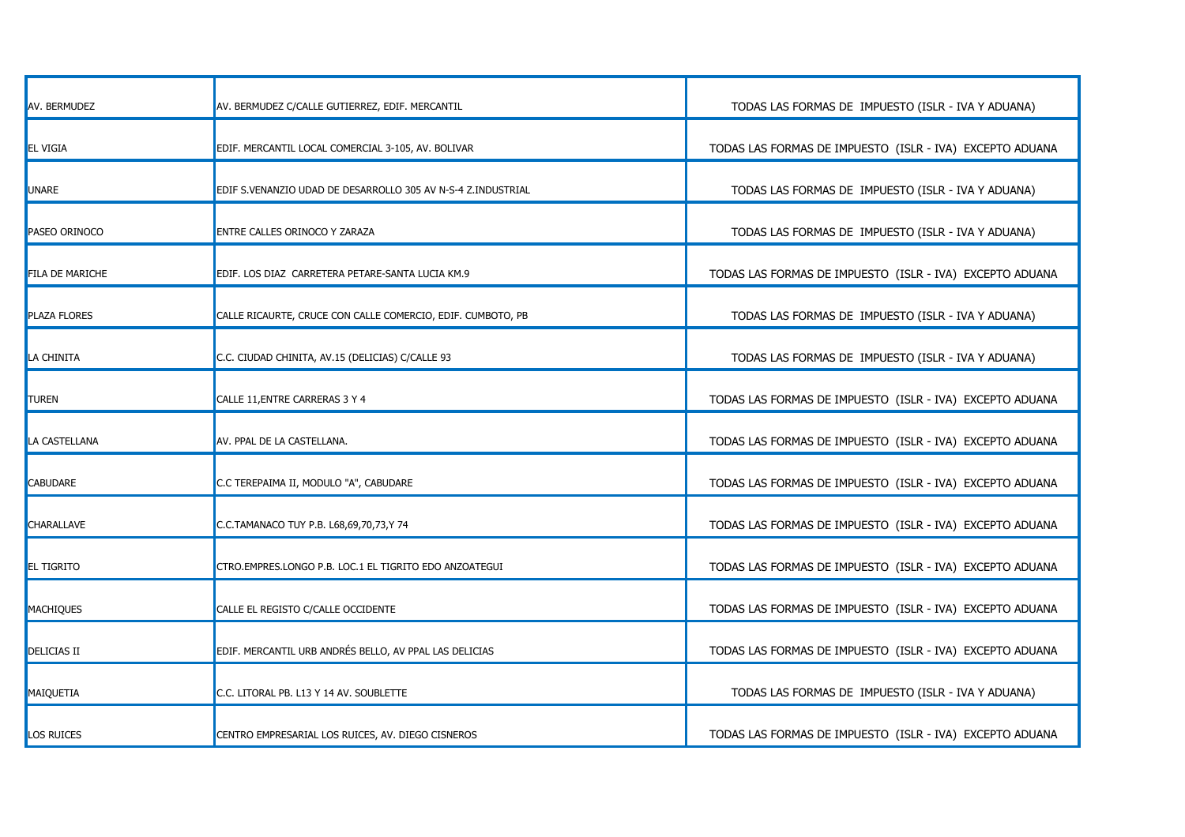| | | |
|---|---|---|
| AV. BERMUDEZ | AV. BERMUDEZ C/CALLE GUTIERREZ, EDIF. MERCANTIL | TODAS LAS FORMAS DE IMPUESTO (ISLR - IVA Y ADUANA) |
| EL VIGIA | EDIF. MERCANTIL LOCAL COMERCIAL 3-105, AV. BOLIVAR | TODAS LAS FORMAS DE IMPUESTO (ISLR - IVA) EXCEPTO ADUANA |
| UNARE | EDIF S.VENANZIO UDAD DE DESARROLLO 305 AV N-S-4 Z.INDUSTRIAL | TODAS LAS FORMAS DE IMPUESTO (ISLR - IVA Y ADUANA) |
| PASEO ORINOCO | ENTRE CALLES ORINOCO Y ZARAZA | TODAS LAS FORMAS DE IMPUESTO (ISLR - IVA Y ADUANA) |
| FILA DE MARICHE | EDIF. LOS DIAZ CARRETERA PETARE-SANTA LUCIA KM.9 | TODAS LAS FORMAS DE IMPUESTO (ISLR - IVA) EXCEPTO ADUANA |
| PLAZA FLORES | CALLE RICAURTE, CRUCE CON CALLE COMERCIO, EDIF. CUMBOTO, PB | TODAS LAS FORMAS DE IMPUESTO (ISLR - IVA Y ADUANA) |
| LA CHINITA | C.C. CIUDAD CHINITA, AV.15 (DELICIAS) C/CALLE 93 | TODAS LAS FORMAS DE IMPUESTO (ISLR - IVA Y ADUANA) |
| TUREN | CALLE 11,ENTRE CARRERAS 3 Y 4 | TODAS LAS FORMAS DE IMPUESTO (ISLR - IVA) EXCEPTO ADUANA |
| LA CASTELLANA | AV. PPAL DE LA CASTELLANA. | TODAS LAS FORMAS DE IMPUESTO (ISLR - IVA) EXCEPTO ADUANA |
| CABUDARE | C.C TEREPAIMA II, MODULO "A", CABUDARE | TODAS LAS FORMAS DE IMPUESTO (ISLR - IVA) EXCEPTO ADUANA |
| CHARALLAVE | C.C.TAMANACO TUY P.B. L68,69,70,73,Y 74 | TODAS LAS FORMAS DE IMPUESTO (ISLR - IVA) EXCEPTO ADUANA |
| EL TIGRITO | CTRO.EMPRES.LONGO P.B. LOC.1 EL TIGRITO EDO ANZOATEGUI | TODAS LAS FORMAS DE IMPUESTO (ISLR - IVA) EXCEPTO ADUANA |
| MACHIQUES | CALLE EL REGISTO C/CALLE OCCIDENTE | TODAS LAS FORMAS DE IMPUESTO (ISLR - IVA) EXCEPTO ADUANA |
| DELICIAS II | EDIF. MERCANTIL URB ANDRÉS BELLO, AV PPAL LAS DELICIAS | TODAS LAS FORMAS DE IMPUESTO (ISLR - IVA) EXCEPTO ADUANA |
| MAIQUETIA | C.C. LITORAL PB. L13 Y 14 AV. SOUBLETTE | TODAS LAS FORMAS DE IMPUESTO (ISLR - IVA Y ADUANA) |
| LOS RUICES | CENTRO EMPRESARIAL LOS RUICES, AV. DIEGO CISNEROS | TODAS LAS FORMAS DE IMPUESTO (ISLR - IVA) EXCEPTO ADUANA |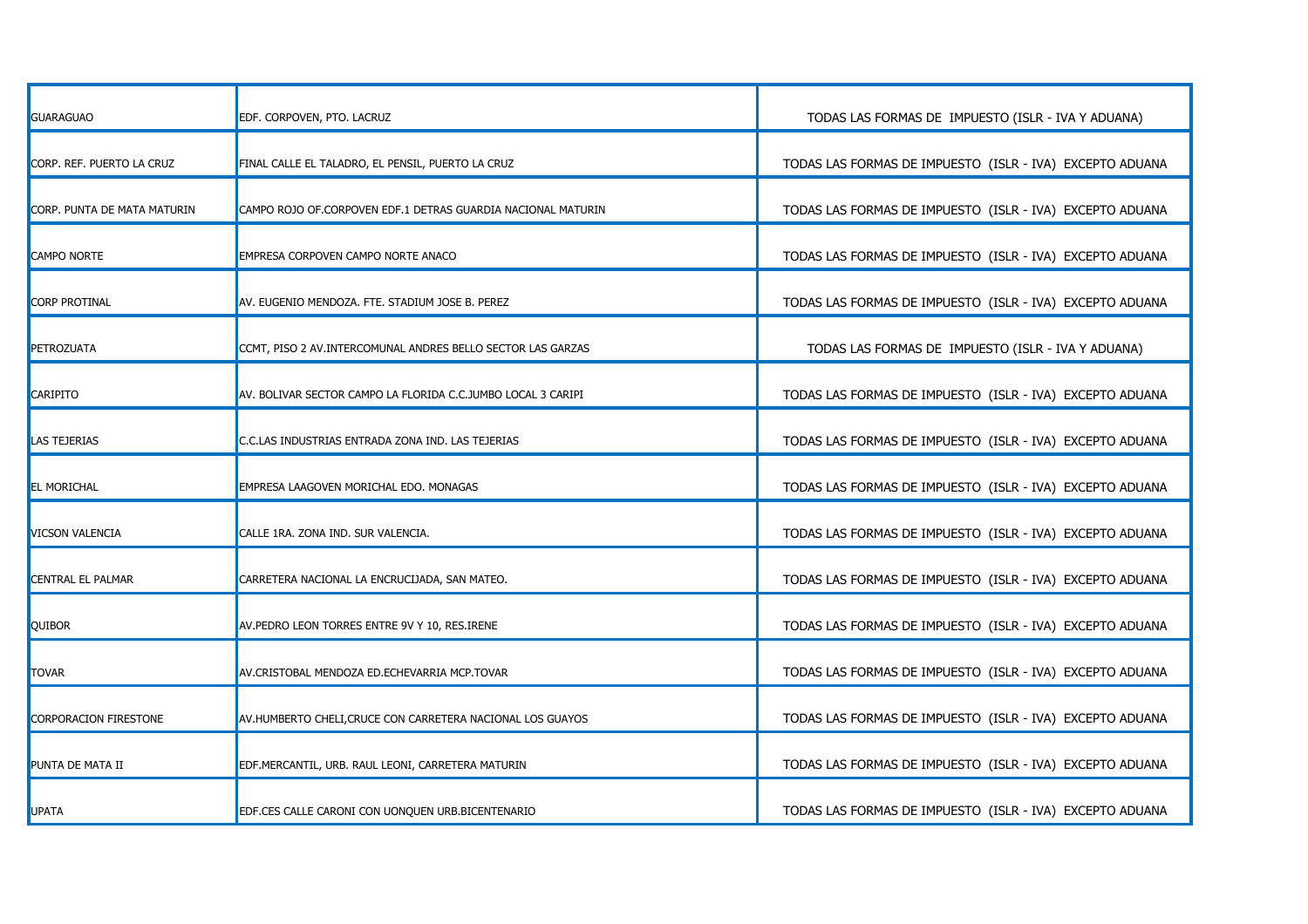| | | |
|---|---|---|
| GUARAGUAO | EDF. CORPOVEN, PTO. LACRUZ | TODAS LAS FORMAS DE IMPUESTO (ISLR - IVA Y ADUANA) |
| CORP. REF. PUERTO LA CRUZ | FINAL CALLE EL TALADRO, EL PENSIL, PUERTO LA CRUZ | TODAS LAS FORMAS DE IMPUESTO (ISLR - IVA) EXCEPTO ADUANA |
| CORP. PUNTA DE MATA MATURIN | CAMPO ROJO OF.CORPOVEN EDF.1 DETRAS GUARDIA NACIONAL MATURIN | TODAS LAS FORMAS DE IMPUESTO (ISLR - IVA) EXCEPTO ADUANA |
| CAMPO NORTE | EMPRESA CORPOVEN CAMPO NORTE ANACO | TODAS LAS FORMAS DE IMPUESTO (ISLR - IVA) EXCEPTO ADUANA |
| CORP PROTINAL | AV. EUGENIO MENDOZA. FTE. STADIUM JOSE B. PEREZ | TODAS LAS FORMAS DE IMPUESTO (ISLR - IVA) EXCEPTO ADUANA |
| PETROZUATA | CCMT, PISO 2 AV.INTERCOMUNAL ANDRES BELLO SECTOR LAS GARZAS | TODAS LAS FORMAS DE IMPUESTO (ISLR - IVA Y ADUANA) |
| CARIPITO | AV. BOLIVAR SECTOR CAMPO LA FLORIDA C.C.JUMBO LOCAL 3 CARIPI | TODAS LAS FORMAS DE IMPUESTO (ISLR - IVA) EXCEPTO ADUANA |
| LAS TEJERIAS | C.C.LAS INDUSTRIAS ENTRADA ZONA IND. LAS TEJERIAS | TODAS LAS FORMAS DE IMPUESTO (ISLR - IVA) EXCEPTO ADUANA |
| EL MORICHAL | EMPRESA LAAGOVEN MORICHAL EDO. MONAGAS | TODAS LAS FORMAS DE IMPUESTO (ISLR - IVA) EXCEPTO ADUANA |
| VICSON VALENCIA | CALLE 1RA. ZONA IND. SUR VALENCIA. | TODAS LAS FORMAS DE IMPUESTO (ISLR - IVA) EXCEPTO ADUANA |
| CENTRAL EL PALMAR | CARRETERA NACIONAL LA ENCRUCIJADA, SAN MATEO. | TODAS LAS FORMAS DE IMPUESTO (ISLR - IVA) EXCEPTO ADUANA |
| QUIBOR | AV.PEDRO LEON TORRES ENTRE 9V Y 10, RES.IRENE | TODAS LAS FORMAS DE IMPUESTO (ISLR - IVA) EXCEPTO ADUANA |
| TOVAR | AV.CRISTOBAL MENDOZA ED.ECHEVARRIA MCP.TOVAR | TODAS LAS FORMAS DE IMPUESTO (ISLR - IVA) EXCEPTO ADUANA |
| CORPORACION FIRESTONE | AV.HUMBERTO CHELI,CRUCE CON CARRETERA NACIONAL LOS GUAYOS | TODAS LAS FORMAS DE IMPUESTO (ISLR - IVA) EXCEPTO ADUANA |
| PUNTA DE MATA II | EDF.MERCANTIL, URB. RAUL LEONI, CARRETERA MATURIN | TODAS LAS FORMAS DE IMPUESTO (ISLR - IVA) EXCEPTO ADUANA |
| UPATA | EDF.CES CALLE CARONI CON UONQUEN URB.BICENTENARIO | TODAS LAS FORMAS DE IMPUESTO (ISLR - IVA) EXCEPTO ADUANA |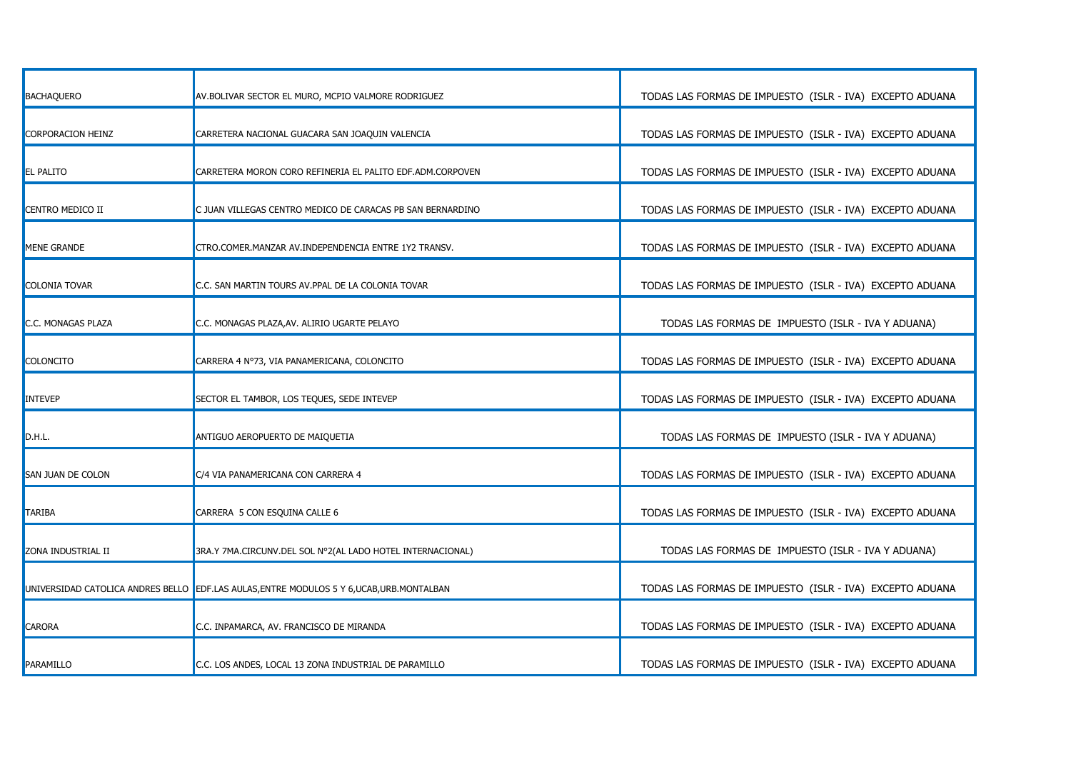| | | |
|---|---|---|
| BACHAQUERO | AV.BOLIVAR SECTOR EL MURO, MCPIO VALMORE RODRIGUEZ | TODAS LAS FORMAS DE IMPUESTO (ISLR - IVA) EXCEPTO ADUANA |
| CORPORACION HEINZ | CARRETERA NACIONAL GUACARA SAN JOAQUIN VALENCIA | TODAS LAS FORMAS DE IMPUESTO (ISLR - IVA) EXCEPTO ADUANA |
| EL PALITO | CARRETERA MORON CORO REFINERIA EL PALITO EDF.ADM.CORPOVEN | TODAS LAS FORMAS DE IMPUESTO (ISLR - IVA) EXCEPTO ADUANA |
| CENTRO MEDICO II | C JUAN VILLEGAS CENTRO MEDICO DE CARACAS PB SAN BERNARDINO | TODAS LAS FORMAS DE IMPUESTO (ISLR - IVA) EXCEPTO ADUANA |
| MENE GRANDE | CTRO.COMER.MANZAR AV.INDEPENDENCIA ENTRE 1Y2 TRANSV. | TODAS LAS FORMAS DE IMPUESTO (ISLR - IVA) EXCEPTO ADUANA |
| COLONIA TOVAR | C.C. SAN MARTIN TOURS AV.PPAL DE LA COLONIA TOVAR | TODAS LAS FORMAS DE IMPUESTO (ISLR - IVA) EXCEPTO ADUANA |
| C.C. MONAGAS PLAZA | C.C. MONAGAS PLAZA,AV. ALIRIO UGARTE PELAYO | TODAS LAS FORMAS DE IMPUESTO (ISLR - IVA Y ADUANA) |
| COLONCITO | CARRERA 4 N°73, VIA PANAMERICANA, COLONCITO | TODAS LAS FORMAS DE IMPUESTO (ISLR - IVA) EXCEPTO ADUANA |
| INTEVEP | SECTOR EL TAMBOR, LOS TEQUES, SEDE INTEVEP | TODAS LAS FORMAS DE IMPUESTO (ISLR - IVA) EXCEPTO ADUANA |
| D.H.L. | ANTIGUO AEROPUERTO DE MAIQUETIA | TODAS LAS FORMAS DE IMPUESTO (ISLR - IVA Y ADUANA) |
| SAN JUAN DE COLON | C/4 VIA PANAMERICANA CON CARRERA 4 | TODAS LAS FORMAS DE IMPUESTO (ISLR - IVA) EXCEPTO ADUANA |
| TARIBA | CARRERA 5 CON ESQUINA CALLE 6 | TODAS LAS FORMAS DE IMPUESTO (ISLR - IVA) EXCEPTO ADUANA |
| ZONA INDUSTRIAL II | 3RA.Y 7MA.CIRCUNV.DEL SOL N°2(AL LADO HOTEL INTERNACIONAL) | TODAS LAS FORMAS DE IMPUESTO (ISLR - IVA Y ADUANA) |
| UNIVERSIDAD CATOLICA ANDRES BELLO | EDF.LAS AULAS,ENTRE MODULOS 5 Y 6,UCAB,URB.MONTALBAN | TODAS LAS FORMAS DE IMPUESTO (ISLR - IVA) EXCEPTO ADUANA |
| CARORA | C.C. INPAMARCA, AV. FRANCISCO DE MIRANDA | TODAS LAS FORMAS DE IMPUESTO (ISLR - IVA) EXCEPTO ADUANA |
| PARAMILLO | C.C. LOS ANDES, LOCAL 13 ZONA INDUSTRIAL DE PARAMILLO | TODAS LAS FORMAS DE IMPUESTO (ISLR - IVA) EXCEPTO ADUANA |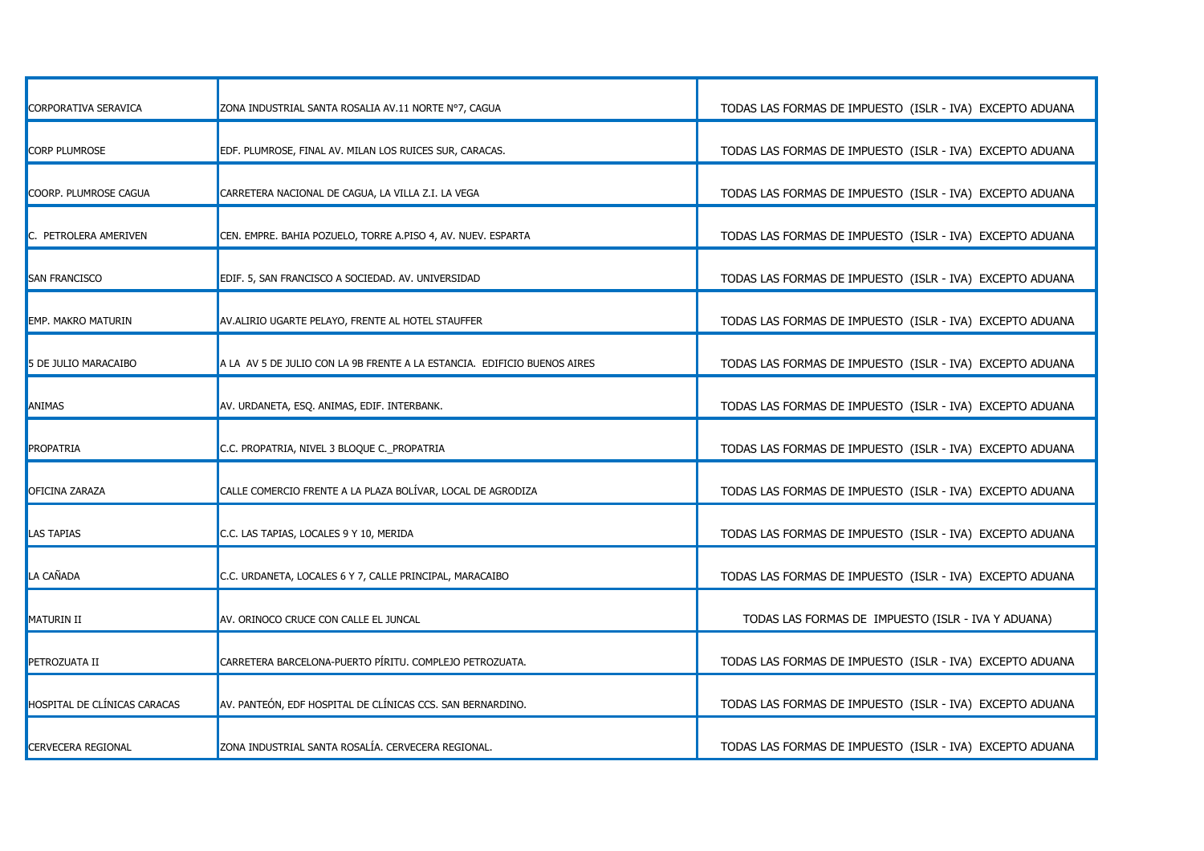| | | |
|---|---|---|
| CORPORATIVA SERAVICA | ZONA INDUSTRIAL SANTA ROSALIA AV.11 NORTE N°7, CAGUA | TODAS LAS FORMAS DE IMPUESTO (ISLR - IVA) EXCEPTO ADUANA |
| CORP PLUMROSE | EDF. PLUMROSE, FINAL AV. MILAN LOS RUICES SUR, CARACAS. | TODAS LAS FORMAS DE IMPUESTO (ISLR - IVA) EXCEPTO ADUANA |
| COORP. PLUMROSE CAGUA | CARRETERA NACIONAL DE CAGUA, LA VILLA Z.I. LA VEGA | TODAS LAS FORMAS DE IMPUESTO (ISLR - IVA) EXCEPTO ADUANA |
| C. PETROLERA AMERIVEN | CEN. EMPRE. BAHIA POZUELO, TORRE A.PISO 4, AV. NUEV. ESPARTA | TODAS LAS FORMAS DE IMPUESTO (ISLR - IVA) EXCEPTO ADUANA |
| SAN FRANCISCO | EDIF. 5, SAN FRANCISCO A SOCIEDAD. AV. UNIVERSIDAD | TODAS LAS FORMAS DE IMPUESTO (ISLR - IVA) EXCEPTO ADUANA |
| EMP. MAKRO MATURIN | AV.ALIRIO UGARTE PELAYO, FRENTE AL HOTEL STAUFFER | TODAS LAS FORMAS DE IMPUESTO (ISLR - IVA) EXCEPTO ADUANA |
| 5 DE JULIO MARACAIBO | A LA AV 5 DE JULIO CON LA 9B FRENTE A LA ESTANCIA. EDIFICIO BUENOS AIRES | TODAS LAS FORMAS DE IMPUESTO (ISLR - IVA) EXCEPTO ADUANA |
| ANIMAS | AV. URDANETA, ESQ. ANIMAS, EDIF. INTERBANK. | TODAS LAS FORMAS DE IMPUESTO (ISLR - IVA) EXCEPTO ADUANA |
| PROPATRIA | C.C. PROPATRIA, NIVEL 3 BLOQUE C._PROPATRIA | TODAS LAS FORMAS DE IMPUESTO (ISLR - IVA) EXCEPTO ADUANA |
| OFICINA ZARAZA | CALLE COMERCIO FRENTE A LA PLAZA BOLÍVAR, LOCAL DE AGRODIZA | TODAS LAS FORMAS DE IMPUESTO (ISLR - IVA) EXCEPTO ADUANA |
| LAS TAPIAS | C.C. LAS TAPIAS, LOCALES 9 Y 10, MERIDA | TODAS LAS FORMAS DE IMPUESTO (ISLR - IVA) EXCEPTO ADUANA |
| LA CAÑADA | C.C. URDANETA, LOCALES 6 Y 7, CALLE PRINCIPAL, MARACAIBO | TODAS LAS FORMAS DE IMPUESTO (ISLR - IVA) EXCEPTO ADUANA |
| MATURIN II | AV. ORINOCO CRUCE CON CALLE EL JUNCAL | TODAS LAS FORMAS DE IMPUESTO (ISLR - IVA Y ADUANA) |
| PETROZUATA II | CARRETERA BARCELONA-PUERTO PÍRITU. COMPLEJO PETROZUATA. | TODAS LAS FORMAS DE IMPUESTO (ISLR - IVA) EXCEPTO ADUANA |
| HOSPITAL DE CLÍNICAS CARACAS | AV. PANTEÓN, EDF HOSPITAL DE CLÍNICAS CCS. SAN BERNARDINO. | TODAS LAS FORMAS DE IMPUESTO (ISLR - IVA) EXCEPTO ADUANA |
| CERVECERA REGIONAL | ZONA INDUSTRIAL SANTA ROSALÍA. CERVECERA REGIONAL. | TODAS LAS FORMAS DE IMPUESTO (ISLR - IVA) EXCEPTO ADUANA |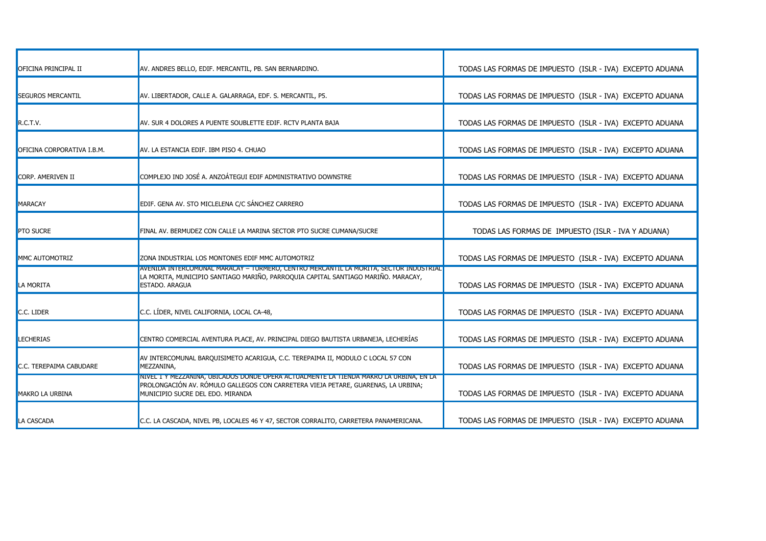| | | |
|---|---|---|
| OFICINA PRINCIPAL II | AV. ANDRES BELLO, EDIF. MERCANTIL, PB. SAN BERNARDINO. | TODAS LAS FORMAS DE IMPUESTO (ISLR - IVA) EXCEPTO ADUANA |
| SEGUROS MERCANTIL | AV. LIBERTADOR, CALLE A. GALARRAGA, EDF. S. MERCANTIL, P5. | TODAS LAS FORMAS DE IMPUESTO (ISLR - IVA) EXCEPTO ADUANA |
| R.C.T.V. | AV. SUR 4 DOLORES A PUENTE SOUBLETTE EDIF. RCTV PLANTA BAJA | TODAS LAS FORMAS DE IMPUESTO (ISLR - IVA) EXCEPTO ADUANA |
| OFICINA CORPORATIVA I.B.M. | AV. LA ESTANCIA EDIF. IBM PISO 4. CHUAO | TODAS LAS FORMAS DE IMPUESTO (ISLR - IVA) EXCEPTO ADUANA |
| CORP. AMERIVEN II | COMPLEJO IND JOSÉ A. ANZOÁTEGUI EDIF ADMINISTRATIVO DOWNSTRE | TODAS LAS FORMAS DE IMPUESTO (ISLR - IVA) EXCEPTO ADUANA |
| MARACAY | EDIF. GENA AV. STO MICLELENA C/C SÁNCHEZ CARRERO | TODAS LAS FORMAS DE IMPUESTO (ISLR - IVA) EXCEPTO ADUANA |
| PTO SUCRE | FINAL AV. BERMUDEZ CON CALLE LA MARINA SECTOR PTO SUCRE CUMANA/SUCRE | TODAS LAS FORMAS DE IMPUESTO (ISLR - IVA Y ADUANA) |
| MMC AUTOMOTRIZ | ZONA INDUSTRIAL LOS MONTONES EDIF MMC AUTOMOTRIZ | TODAS LAS FORMAS DE IMPUESTO (ISLR - IVA) EXCEPTO ADUANA |
| LA MORITA | AVENIDA INTERCOMUNAL MARACAY – TURMERO, CENTRO MERCANTIL LA MORITA, SECTOR INDUSTRIAL LA MORITA, MUNICIPIO SANTIAGO MARIÑO, PARROQUIA CAPITAL SANTIAGO MARIÑO. MARACAY, ESTADO. ARAGUA | TODAS LAS FORMAS DE IMPUESTO (ISLR - IVA) EXCEPTO ADUANA |
| C.C. LIDER | C.C. LÍDER, NIVEL CALIFORNIA, LOCAL CA-48, | TODAS LAS FORMAS DE IMPUESTO (ISLR - IVA) EXCEPTO ADUANA |
| LECHERIAS | CENTRO COMERCIAL AVENTURA PLACE, AV. PRINCIPAL DIEGO BAUTISTA URBANEJA, LECHERÍAS | TODAS LAS FORMAS DE IMPUESTO (ISLR - IVA) EXCEPTO ADUANA |
| C.C. TEREPAIMA CABUDARE | AV INTERCOMUNAL BARQUISIMETO ACARIGUA, C.C. TEREPAIMA II, MODULO C LOCAL 57 CON MEZZANINA, | TODAS LAS FORMAS DE IMPUESTO (ISLR - IVA) EXCEPTO ADUANA |
| MAKRO LA URBINA | NIVEL 1 Y MEZZANINA, UBICADOS DONDE OPERA ACTUALMENTE LA TIENDA MAKRO LA URBINA, EN LA PROLONGACIÓN AV. RÓMULO GALLEGOS CON CARRETERA VIEJA PETARE, GUARENAS, LA URBINA; MUNICIPIO SUCRE DEL EDO. MIRANDA | TODAS LAS FORMAS DE IMPUESTO (ISLR - IVA) EXCEPTO ADUANA |
| LA CASCADA | C.C. LA CASCADA, NIVEL PB, LOCALES 46 Y 47, SECTOR CORRALITO, CARRETERA PANAMERICANA. | TODAS LAS FORMAS DE IMPUESTO (ISLR - IVA) EXCEPTO ADUANA |